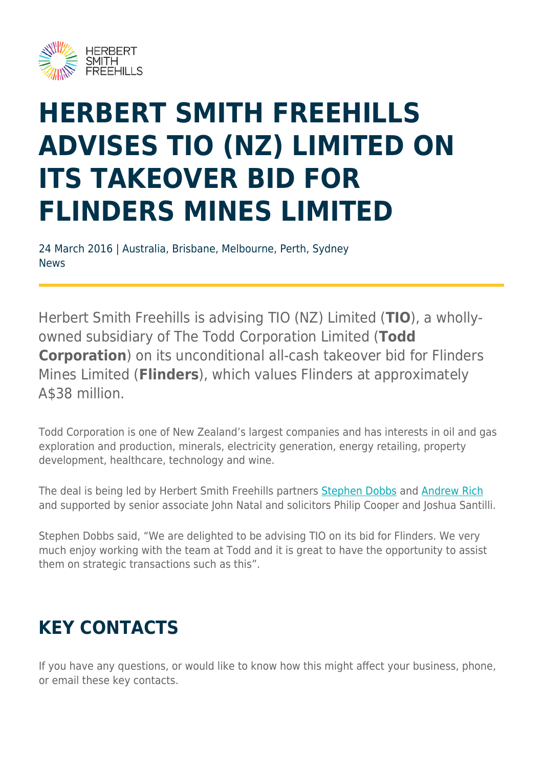# HERBERT SMITH FREEHILLS ADVISES TIO (NZ) LIMITED ON ITS TAKEOVER BID FOR FLINDERS MINES LIMITED

24 March 2016 | Australia, Brisbane, Melbourne, Perth, Sydney
News

Herbert Smith Freehills is advising TIO (NZ) Limited (**TIO**), a wholly-owned subsidiary of The Todd Corporation Limited (**Todd Corporation**) on its unconditional all-cash takeover bid for Flinders Mines Limited (**Flinders**), which values Flinders at approximately A$38 million.

Todd Corporation is one of New Zealand's largest companies and has interests in oil and gas exploration and production, minerals, electricity generation, energy retailing, property development, healthcare, technology and wine.

The deal is being led by Herbert Smith Freehills partners Stephen Dobbs and Andrew Rich and supported by senior associate John Natal and solicitors Philip Cooper and Joshua Santilli.

Stephen Dobbs said, "We are delighted to be advising TIO on its bid for Flinders. We very much enjoy working with the team at Todd and it is great to have the opportunity to assist them on strategic transactions such as this".

## KEY CONTACTS

If you have any questions, or would like to know how this might affect your business, phone, or email these key contacts.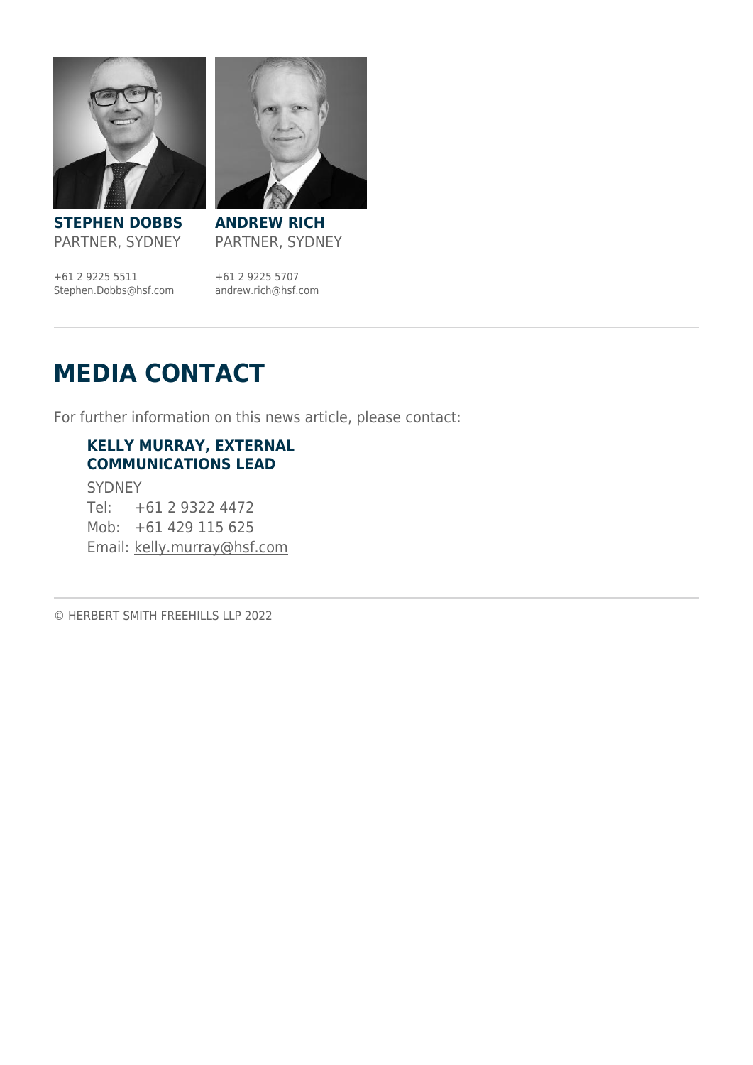**STEPHEN DOBBS**
PARTNER, SYDNEY

+61 2 9225 5511
Stephen.Dobbs@hsf.com

**ANDREW RICH**
PARTNER, SYDNEY

+61 2 9225 5707
andrew.rich@hsf.com

# MEDIA CONTACT

For further information on this news article, please contact:

**KELLY MURRAY, EXTERNAL COMMUNICATIONS LEAD**

SYDNEY
Tel: +61 2 9322 4472
Mob: +61 429 115 625
Email: kelly.murray@hsf.com

© HERBERT SMITH FREEHILLS LLP 2022